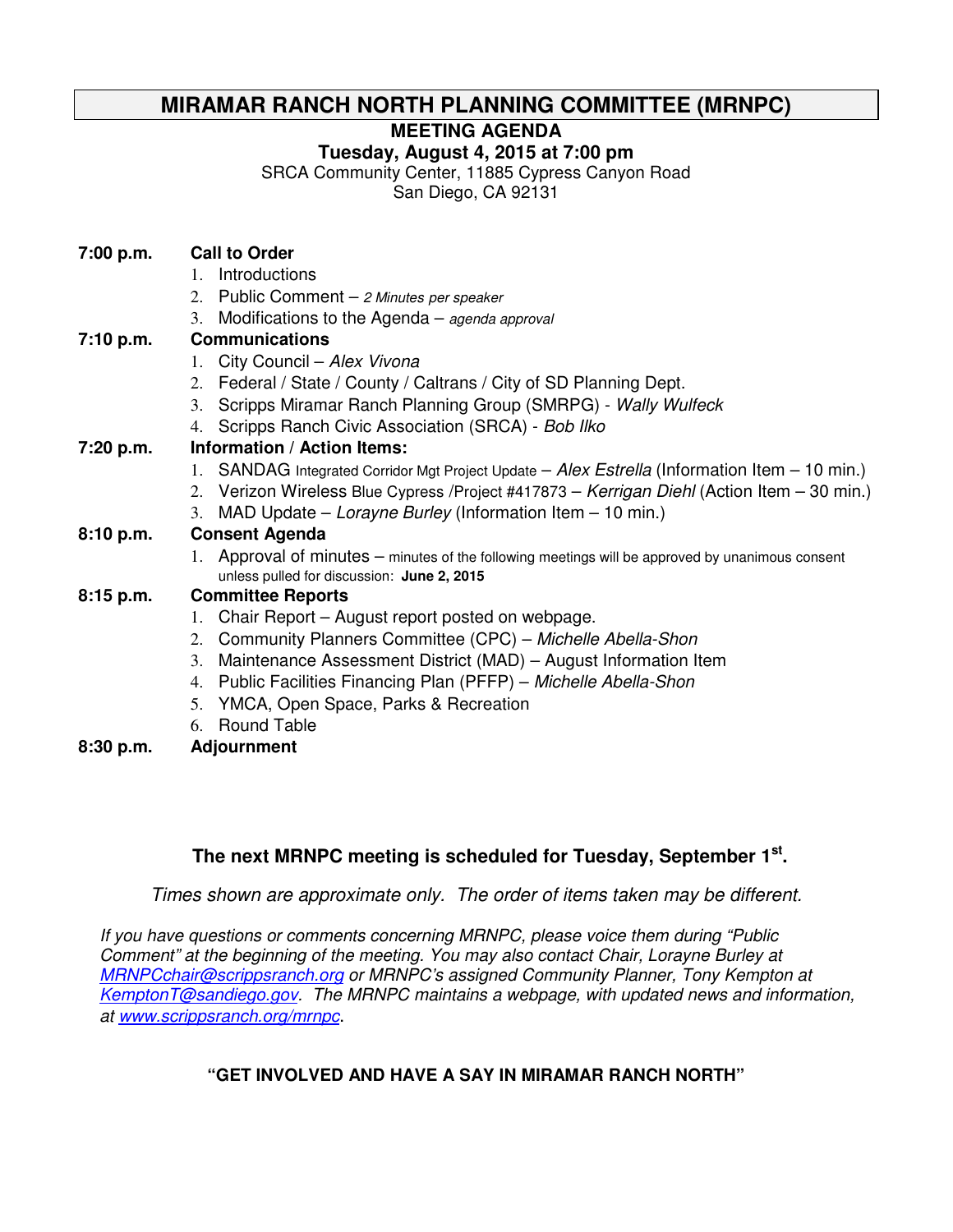# MIRAMAR RANCH NORTH PLANNING COMMITTEE (MRNPC)

## MEETING AGENDA

**Tuesday, August 4, 2015 at 7:00 pm**

SRCA Community Center, 11885 Cypress Canyon Road
San Diego, CA 92131

**7:00 p.m.** **Call to Order**

1. Introductions
2. Public Comment – *2 Minutes per speaker*
3. Modifications to the Agenda – *agenda approval*

**7:10 p.m.** **Communications**

1. City Council – *Alex Vivona*
2. Federal / State / County / Caltrans / City of SD Planning Dept.
3. Scripps Miramar Ranch Planning Group (SMRPG) - *Wally Wulfeck*
4. Scripps Ranch Civic Association (SRCA) - *Bob Ilko*

**7:20 p.m.** **Information / Action Items:**

1. SANDAG Integrated Corridor Mgt Project Update – *Alex Estrella* (Information Item – 10 min.)
2. Verizon Wireless Blue Cypress /Project #417873 – *Kerrigan Diehl* (Action Item – 30 min.)
3. MAD Update – *Lorayne Burley* (Information Item – 10 min.)

**8:10 p.m.** **Consent Agenda**

1. Approval of minutes – minutes of the following meetings will be approved by unanimous consent unless pulled for discussion: **June 2, 2015**

**8:15 p.m.** **Committee Reports**

1. Chair Report – August report posted on webpage.
2. Community Planners Committee (CPC) – *Michelle Abella-Shon*
3. Maintenance Assessment District (MAD) – August Information Item
4. Public Facilities Financing Plan (PFFP) – *Michelle Abella-Shon*
5. YMCA, Open Space, Parks & Recreation
6. Round Table

**8:30 p.m.** **Adjournment**

**The next MRNPC meeting is scheduled for Tuesday, September 1st.**

*Times shown are approximate only. The order of items taken may be different.*

*If you have questions or comments concerning MRNPC, please voice them during "Public Comment" at the beginning of the meeting. You may also contact Chair, Lorayne Burley at MRNPCchair@scrippsranch.org or MRNPC's assigned Community Planner, Tony Kempton at KemptonT@sandiego.gov. The MRNPC maintains a webpage, with updated news and information, at www.scrippsranch.org/mrnpc.*

**"GET INVOLVED AND HAVE A SAY IN MIRAMAR RANCH NORTH"**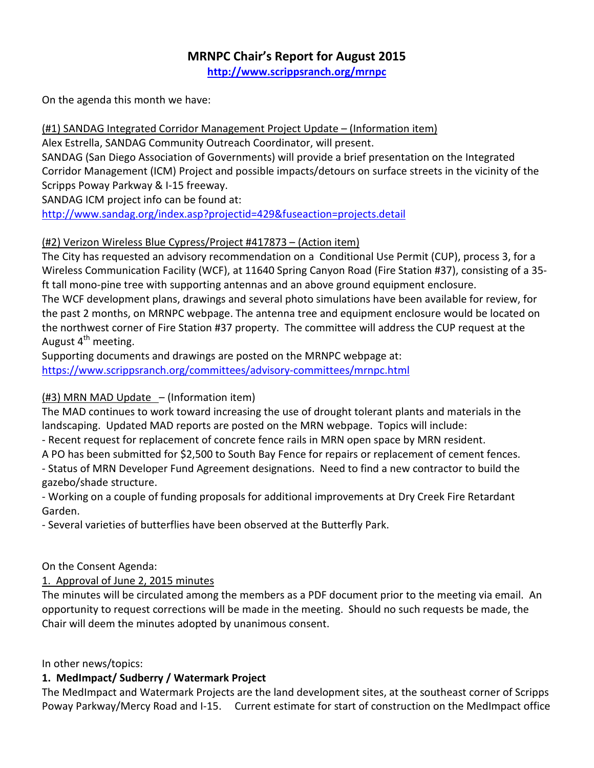# MRNPC Chair's Report for August 2015

**http://www.scrippsranch.org/mrnpc**

On the agenda this month we have:

(#1) SANDAG Integrated Corridor Management Project Update – (Information item)

Alex Estrella, SANDAG Community Outreach Coordinator, will present.

SANDAG (San Diego Association of Governments) will provide a brief presentation on the Integrated Corridor Management (ICM) Project and possible impacts/detours on surface streets in the vicinity of the Scripps Poway Parkway & I-15 freeway.

SANDAG ICM project info can be found at:

http://www.sandag.org/index.asp?projectid=429&fuseaction=projects.detail

(#2) Verizon Wireless Blue Cypress/Project #417873 – (Action item)

The City has requested an advisory recommendation on a Conditional Use Permit (CUP), process 3, for a Wireless Communication Facility (WCF), at 11640 Spring Canyon Road (Fire Station #37), consisting of a 35-ft tall mono-pine tree with supporting antennas and an above ground equipment enclosure.

The WCF development plans, drawings and several photo simulations have been available for review, for the past 2 months, on MRNPC webpage. The antenna tree and equipment enclosure would be located on the northwest corner of Fire Station #37 property. The committee will address the CUP request at the August 4th meeting.

Supporting documents and drawings are posted on the MRNPC webpage at:

https://www.scrippsranch.org/committees/advisory-committees/mrnpc.html

(#3) MRN MAD Update – (Information item)

The MAD continues to work toward increasing the use of drought tolerant plants and materials in the landscaping. Updated MAD reports are posted on the MRN webpage. Topics will include:

- Recent request for replacement of concrete fence rails in MRN open space by MRN resident.

A PO has been submitted for $2,500 to South Bay Fence for repairs or replacement of cement fences.

- Status of MRN Developer Fund Agreement designations. Need to find a new contractor to build the gazebo/shade structure.
- Working on a couple of funding proposals for additional improvements at Dry Creek Fire Retardant Garden.
- Several varieties of butterflies have been observed at the Butterfly Park.

On the Consent Agenda:

1. Approval of June 2, 2015 minutes

The minutes will be circulated among the members as a PDF document prior to the meeting via email. An opportunity to request corrections will be made in the meeting. Should no such requests be made, the Chair will deem the minutes adopted by unanimous consent.

In other news/topics:

**1. MedImpact/ Sudberry / Watermark Project**

The MedImpact and Watermark Projects are the land development sites, at the southeast corner of Scripps Poway Parkway/Mercy Road and I-15. Current estimate for start of construction on the MedImpact office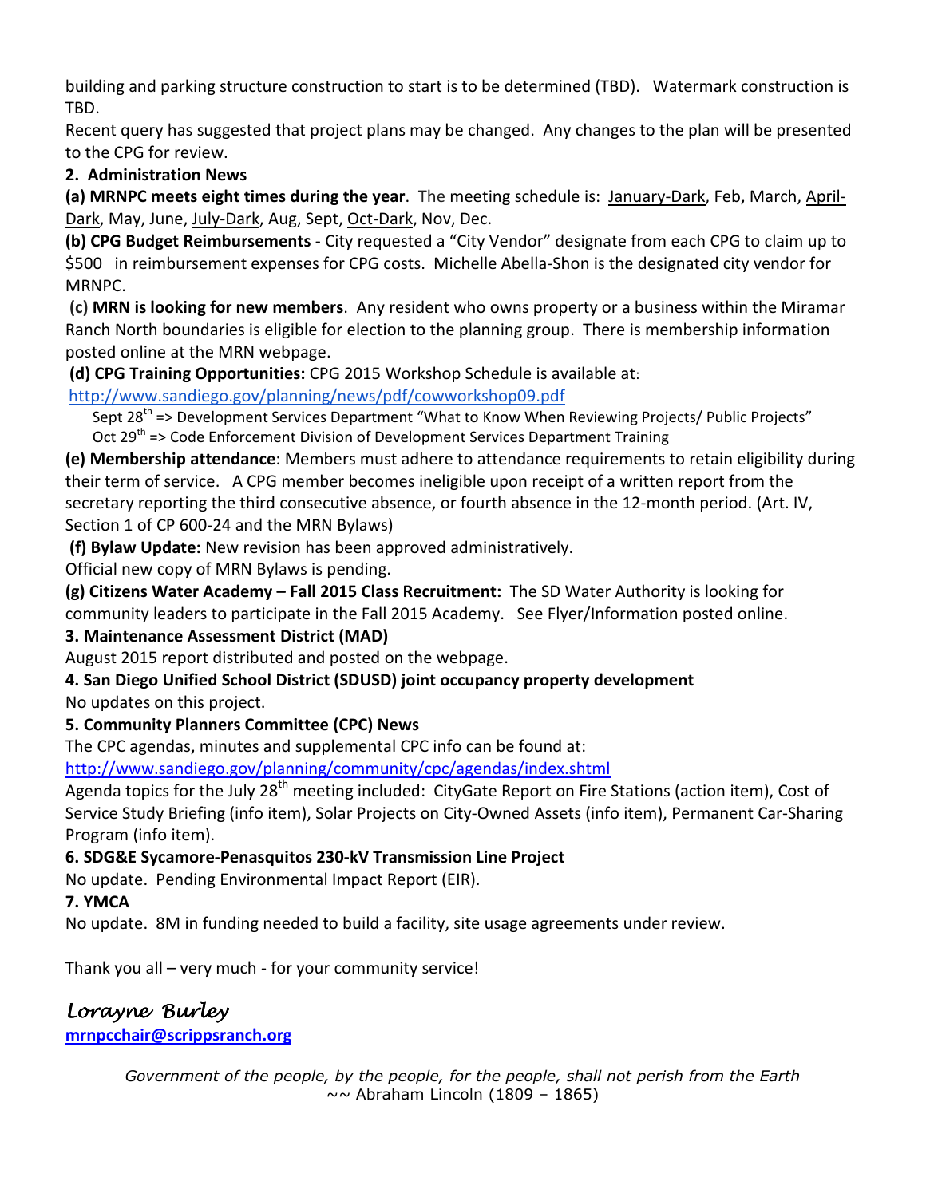building and parking structure construction to start is to be determined (TBD). Watermark construction is TBD.

Recent query has suggested that project plans may be changed. Any changes to the plan will be presented to the CPG for review.

**2. Administration News**

**(a) MRNPC meets eight times during the year**. The meeting schedule is: January-Dark, Feb, March, April-Dark, May, June, July-Dark, Aug, Sept, Oct-Dark, Nov, Dec.

**(b) CPG Budget Reimbursements** - City requested a "City Vendor" designate from each CPG to claim up to $500 in reimbursement expenses for CPG costs. Michelle Abella-Shon is the designated city vendor for MRNPC.

**(c) MRN is looking for new members**. Any resident who owns property or a business within the Miramar Ranch North boundaries is eligible for election to the planning group. There is membership information posted online at the MRN webpage.

**(d) CPG Training Opportunities:** CPG 2015 Workshop Schedule is available at:
http://www.sandiego.gov/planning/news/pdf/cowworkshop09.pdf

Sept 28th => Development Services Department "What to Know When Reviewing Projects/ Public Projects"
Oct 29th => Code Enforcement Division of Development Services Department Training

**(e) Membership attendance**: Members must adhere to attendance requirements to retain eligibility during their term of service. A CPG member becomes ineligible upon receipt of a written report from the secretary reporting the third consecutive absence, or fourth absence in the 12-month period. (Art. IV, Section 1 of CP 600-24 and the MRN Bylaws)

**(f) Bylaw Update:** New revision has been approved administratively.
Official new copy of MRN Bylaws is pending.

**(g) Citizens Water Academy – Fall 2015 Class Recruitment:** The SD Water Authority is looking for community leaders to participate in the Fall 2015 Academy. See Flyer/Information posted online.

**3. Maintenance Assessment District (MAD)**

August 2015 report distributed and posted on the webpage.

**4. San Diego Unified School District (SDUSD) joint occupancy property development**

No updates on this project.

**5. Community Planners Committee (CPC) News**

The CPC agendas, minutes and supplemental CPC info can be found at:
http://www.sandiego.gov/planning/community/cpc/agendas/index.shtml

Agenda topics for the July 28th meeting included: CityGate Report on Fire Stations (action item), Cost of Service Study Briefing (info item), Solar Projects on City-Owned Assets (info item), Permanent Car-Sharing Program (info item).

**6. SDG&E Sycamore-Penasquitos 230-kV Transmission Line Project**

No update. Pending Environmental Impact Report (EIR).

**7. YMCA**

No update. 8M in funding needed to build a facility, site usage agreements under review.

Thank you all – very much - for your community service!

*Lorayne Burley*
**mrnpcchair@scrippsranch.org**

*Government of the people, by the people, for the people, shall not perish from the Earth*
~~ Abraham Lincoln (1809 – 1865)